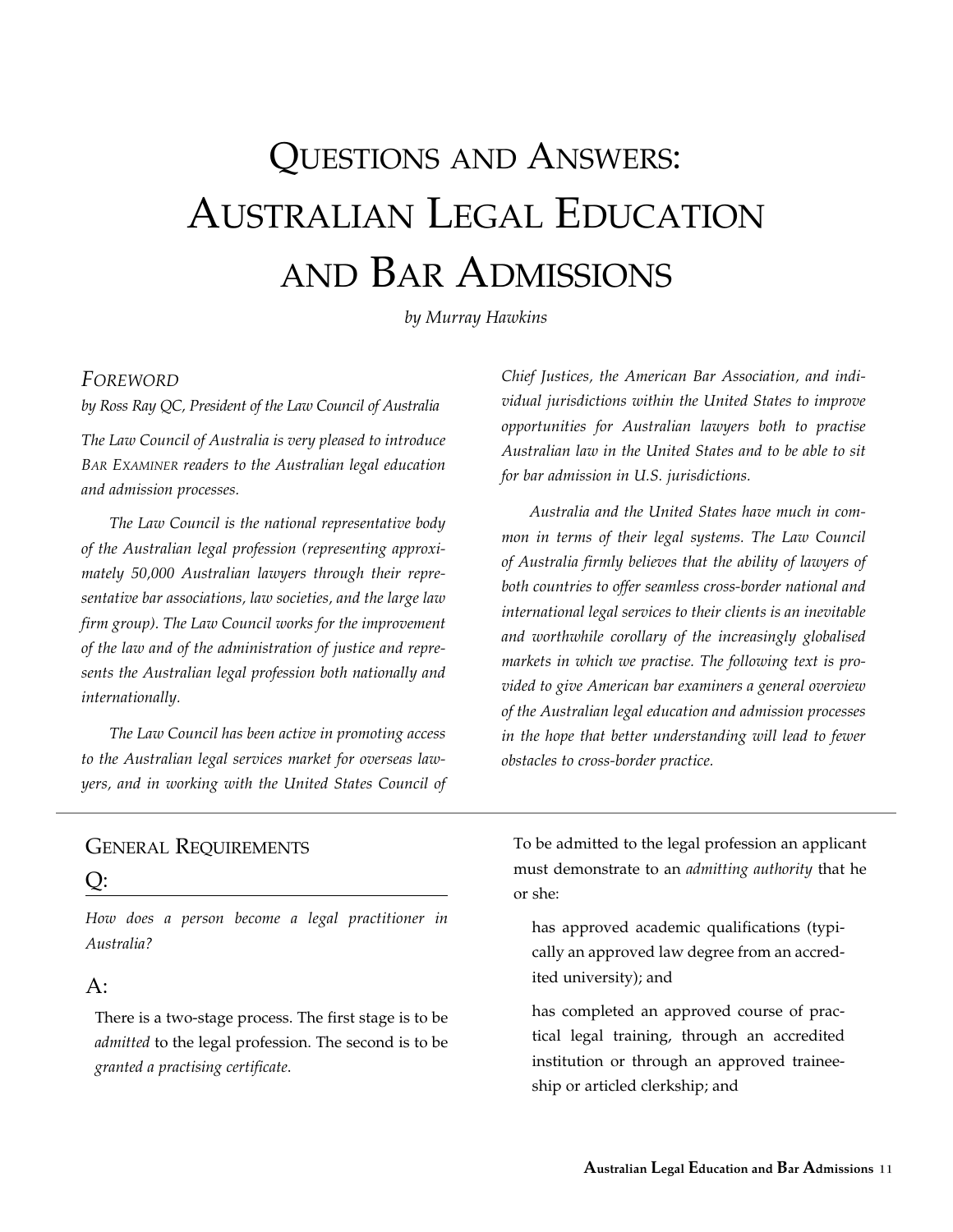# Questions and Answers: Australian Legal Education and Bar Admissions

*by Murray Hawkins*

## *Foreword*

*by Ross Ray QC, President of the Law Council of Australia*

*The Law Council of Australia is very pleased to introduce BAR EXAMINER readers to the Australian legal education and admission processes.*

*The Law Council is the national representative body of the Australian legal profession (representing approximately 50,000 Australian lawyers through their representative bar associations, law societies, and the large law firm group). The Law Council works for the improvement of the law and of the administration of justice and represents the Australian legal profession both nationally and internationally.*

*The Law Council has been active in promoting access to the Australian legal services market for overseas lawyers, and in working with the United States Council of Chief Justices, the American Bar Association, and individual jurisdictions within the United States to improve opportunities for Australian lawyers both to practise Australian law in the United States and to be able to sit for bar admission in U.S. jurisdictions.*

*Australia and the United States have much in common in terms of their legal systems. The Law Council of Australia firmly believes that the ability of lawyers of both countries to offer seamless cross-border national and international legal services to their clients is an inevitable and worthwhile corollary of the increasingly globalised markets in which we practise. The following text is provided to give American bar examiners a general overview of the Australian legal education and admission processes in the hope that better understanding will lead to fewer obstacles to cross-border practice.*

## General Requirements

### Q:

*How does a person become a legal practitioner in Australia?*

### A:

There is a two-stage process. The first stage is to be *admitted* to the legal profession. The second is to be *granted a practising certificate*.

To be admitted to the legal profession an applicant must demonstrate to an *admitting authority* that he or she:

has approved academic qualifications (typically an approved law degree from an accredited university); and

has completed an approved course of practical legal training, through an accredited institution or through an approved traineeship or articled clerkship; and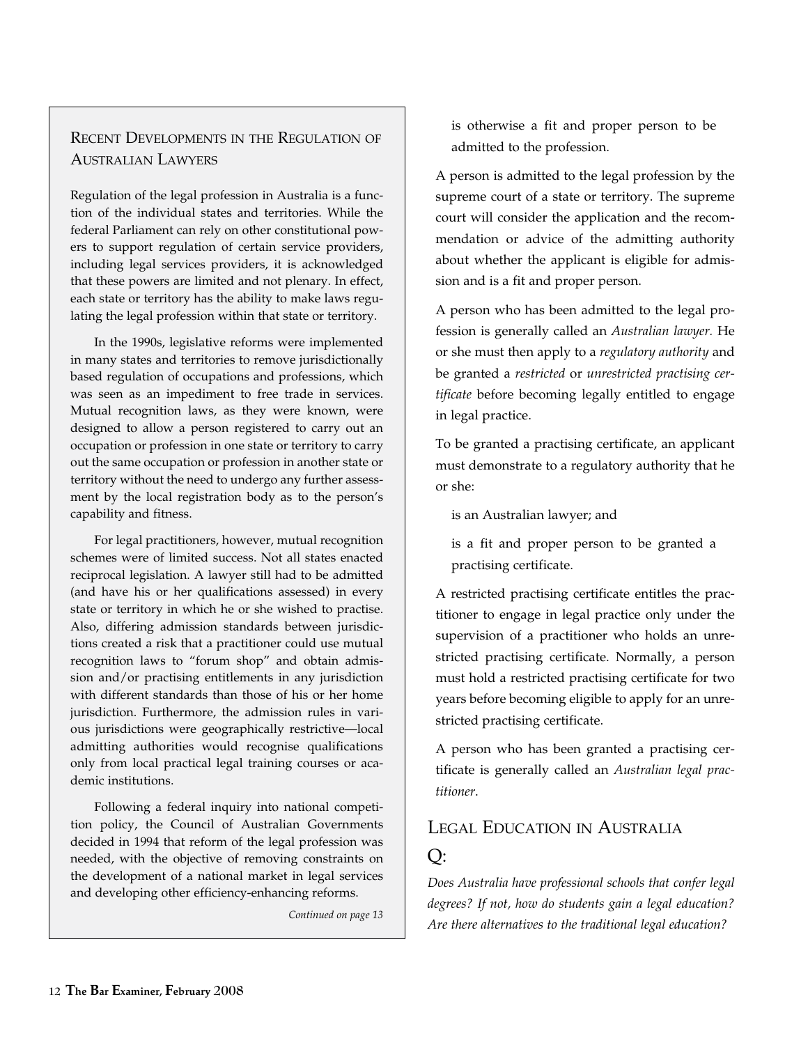### Recent Developments in the Regulation of Australian Lawyers

Regulation of the legal profession in Australia is a function of the individual states and territories. While the federal Parliament can rely on other constitutional powers to support regulation of certain service providers, including legal services providers, it is acknowledged that these powers are limited and not plenary. In effect, each state or territory has the ability to make laws regulating the legal profession within that state or territory.

In the 1990s, legislative reforms were implemented in many states and territories to remove jurisdictionally based regulation of occupations and professions, which was seen as an impediment to free trade in services. Mutual recognition laws, as they were known, were designed to allow a person registered to carry out an occupation or profession in one state or territory to carry out the same occupation or profession in another state or territory without the need to undergo any further assessment by the local registration body as to the person's capability and fitness.

For legal practitioners, however, mutual recognition schemes were of limited success. Not all states enacted reciprocal legislation. A lawyer still had to be admitted (and have his or her qualifications assessed) in every state or territory in which he or she wished to practise. Also, differing admission standards between jurisdictions created a risk that a practitioner could use mutual recognition laws to "forum shop" and obtain admission and/or practising entitlements in any jurisdiction with different standards than those of his or her home jurisdiction. Furthermore, the admission rules in various jurisdictions were geographically restrictive—local admitting authorities would recognise qualifications only from local practical legal training courses or academic institutions.

Following a federal inquiry into national competition policy, the Council of Australian Governments decided in 1994 that reform of the legal profession was needed, with the objective of removing constraints on the development of a national market in legal services and developing other efficiency-enhancing reforms.

*Continued on page 13*

is otherwise a fit and proper person to be admitted to the profession.

A person is admitted to the legal profession by the supreme court of a state or territory. The supreme court will consider the application and the recommendation or advice of the admitting authority about whether the applicant is eligible for admission and is a fit and proper person.

A person who has been admitted to the legal profession is generally called an *Australian lawyer.* He or she must then apply to a *regulatory authority* and be granted a *restricted* or *unrestricted practising certificate* before becoming legally entitled to engage in legal practice.

To be granted a practising certificate, an applicant must demonstrate to a regulatory authority that he or she:

is an Australian lawyer; and

is a fit and proper person to be granted a practising certificate.

A restricted practising certificate entitles the practitioner to engage in legal practice only under the supervision of a practitioner who holds an unrestricted practising certificate. Normally, a person must hold a restricted practising certificate for two years before becoming eligible to apply for an unrestricted practising certificate.

A person who has been granted a practising certificate is generally called an *Australian legal practitioner*.

## Legal Education in Australia

Q:

*Does Australia have professional schools that confer legal degrees? If not, how do students gain a legal education? Are there alternatives to the traditional legal education?*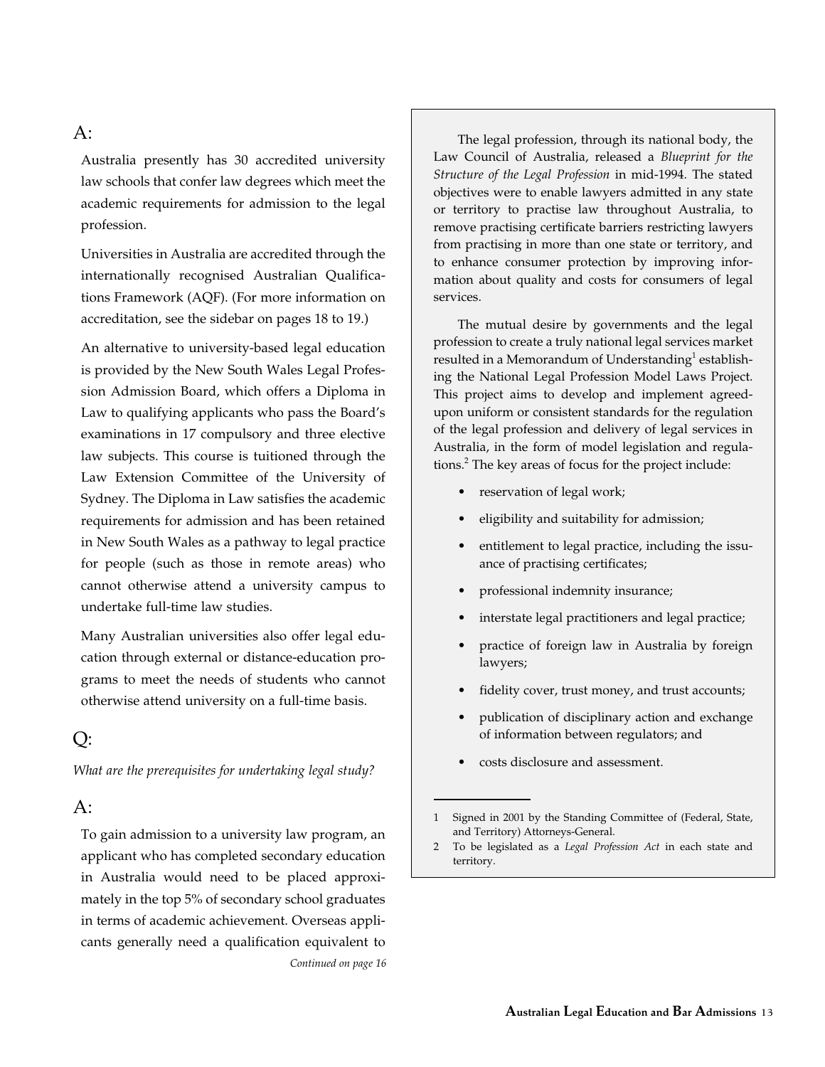A:

Australia presently has 30 accredited university law schools that confer law degrees which meet the academic requirements for admission to the legal profession.

Universities in Australia are accredited through the internationally recognised Australian Qualifications Framework (AQF). (For more information on accreditation, see the sidebar on pages 18 to 19.)

An alternative to university-based legal education is provided by the New South Wales Legal Profession Admission Board, which offers a Diploma in Law to qualifying applicants who pass the Board's examinations in 17 compulsory and three elective law subjects. This course is tuitioned through the Law Extension Committee of the University of Sydney. The Diploma in Law satisfies the academic requirements for admission and has been retained in New South Wales as a pathway to legal practice for people (such as those in remote areas) who cannot otherwise attend a university campus to undertake full-time law studies.

Many Australian universities also offer legal education through external or distance-education programs to meet the needs of students who cannot otherwise attend university on a full-time basis.

Q:

*What are the prerequisites for undertaking legal study?*

A:

To gain admission to a university law program, an applicant who has completed secondary education in Australia would need to be placed approximately in the top 5% of secondary school graduates in terms of academic achievement. Overseas applicants generally need a qualification equivalent to

*Continued on page 16*

---

The legal profession, through its national body, the Law Council of Australia, released a *Blueprint for the Structure of the Legal Profession* in mid-1994. The stated objectives were to enable lawyers admitted in any state or territory to practise law throughout Australia, to remove practising certificate barriers restricting lawyers from practising in more than one state or territory, and to enhance consumer protection by improving information about quality and costs for consumers of legal services.

The mutual desire by governments and the legal profession to create a truly national legal services market resulted in a Memorandum of Understanding[1] establishing the National Legal Profession Model Laws Project. This project aims to develop and implement agreed-upon uniform or consistent standards for the regulation of the legal profession and delivery of legal services in Australia, in the form of model legislation and regulations.[2] The key areas of focus for the project include:

- reservation of legal work;
- eligibility and suitability for admission;
- entitlement to legal practice, including the issuance of practising certificates;
- professional indemnity insurance;
- interstate legal practitioners and legal practice;
- practice of foreign law in Australia by foreign lawyers;
- fidelity cover, trust money, and trust accounts;
- publication of disciplinary action and exchange of information between regulators; and
- costs disclosure and assessment.

1 Signed in 2001 by the Standing Committee of (Federal, State, and Territory) Attorneys-General.

2 To be legislated as a *Legal Profession Act* in each state and territory.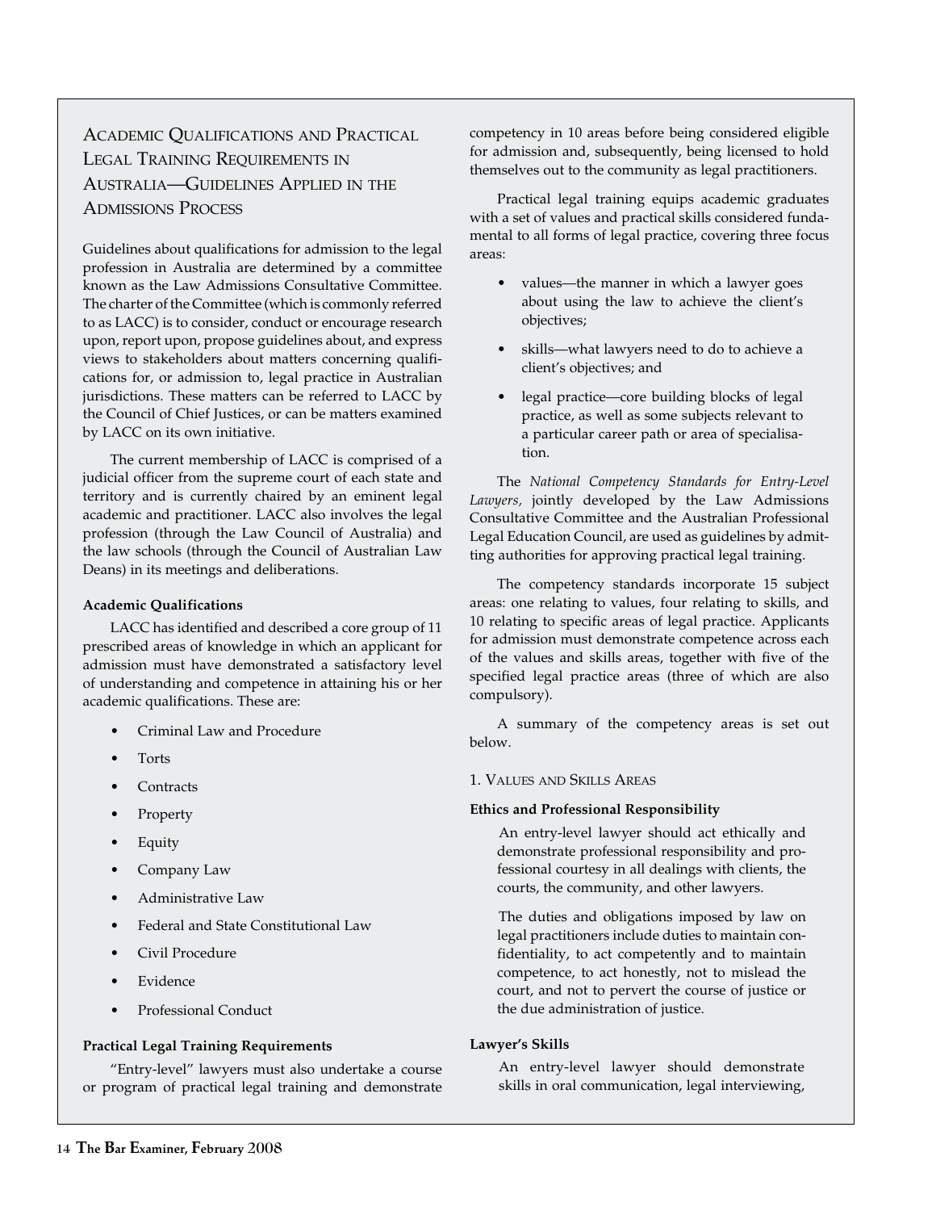## Academic Qualifications and Practical Legal Training Requirements in Australia—Guidelines Applied in the Admissions Process

Guidelines about qualifications for admission to the legal profession in Australia are determined by a committee known as the Law Admissions Consultative Committee. The charter of the Committee (which is commonly referred to as LACC) is to consider, conduct or encourage research upon, report upon, propose guidelines about, and express views to stakeholders about matters concerning qualifications for, or admission to, legal practice in Australian jurisdictions. These matters can be referred to LACC by the Council of Chief Justices, or can be matters examined by LACC on its own initiative.

The current membership of LACC is comprised of a judicial officer from the supreme court of each state and territory and is currently chaired by an eminent legal academic and practitioner. LACC also involves the legal profession (through the Law Council of Australia) and the law schools (through the Council of Australian Law Deans) in its meetings and deliberations.

**Academic Qualifications**

LACC has identified and described a core group of 11 prescribed areas of knowledge in which an applicant for admission must have demonstrated a satisfactory level of understanding and competence in attaining his or her academic qualifications. These are:

- Criminal Law and Procedure
- Torts
- Contracts
- Property
- Equity
- Company Law
- Administrative Law
- Federal and State Constitutional Law
- Civil Procedure
- Evidence
- Professional Conduct

**Practical Legal Training Requirements**

"Entry-level" lawyers must also undertake a course or program of practical legal training and demonstrate competency in 10 areas before being considered eligible for admission and, subsequently, being licensed to hold themselves out to the community as legal practitioners.

Practical legal training equips academic graduates with a set of values and practical skills considered fundamental to all forms of legal practice, covering three focus areas:

- values—the manner in which a lawyer goes about using the law to achieve the client's objectives;
- skills—what lawyers need to do to achieve a client's objectives; and
- legal practice—core building blocks of legal practice, as well as some subjects relevant to a particular career path or area of specialisation.

The *National Competency Standards for Entry-Level Lawyers,* jointly developed by the Law Admissions Consultative Committee and the Australian Professional Legal Education Council, are used as guidelines by admitting authorities for approving practical legal training.

The competency standards incorporate 15 subject areas: one relating to values, four relating to skills, and 10 relating to specific areas of legal practice. Applicants for admission must demonstrate competence across each of the values and skills areas, together with five of the specified legal practice areas (three of which are also compulsory).

A summary of the competency areas is set out below.

### 1. Values and Skills Areas

**Ethics and Professional Responsibility**

An entry-level lawyer should act ethically and demonstrate professional responsibility and professional courtesy in all dealings with clients, the courts, the community, and other lawyers.

The duties and obligations imposed by law on legal practitioners include duties to maintain confidentiality, to act competently and to maintain competence, to act honestly, not to mislead the court, and not to pervert the course of justice or the due administration of justice.

**Lawyer's Skills**

An entry-level lawyer should demonstrate skills in oral communication, legal interviewing,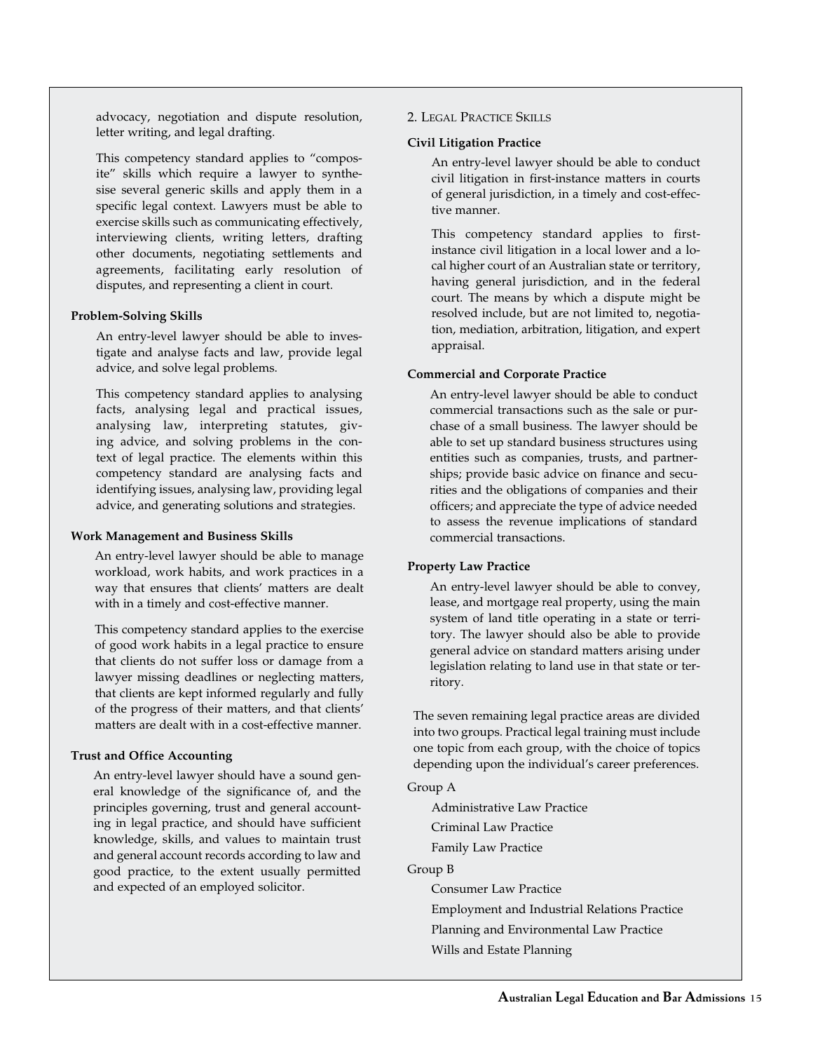advocacy, negotiation and dispute resolution, letter writing, and legal drafting.

This competency standard applies to "composite" skills which require a lawyer to synthesise several generic skills and apply them in a specific legal context. Lawyers must be able to exercise skills such as communicating effectively, interviewing clients, writing letters, drafting other documents, negotiating settlements and agreements, facilitating early resolution of disputes, and representing a client in court.

**Problem-Solving Skills**

An entry-level lawyer should be able to investigate and analyse facts and law, provide legal advice, and solve legal problems.

This competency standard applies to analysing facts, analysing legal and practical issues, analysing law, interpreting statutes, giving advice, and solving problems in the context of legal practice. The elements within this competency standard are analysing facts and identifying issues, analysing law, providing legal advice, and generating solutions and strategies.

**Work Management and Business Skills**

An entry-level lawyer should be able to manage workload, work habits, and work practices in a way that ensures that clients' matters are dealt with in a timely and cost-effective manner.

This competency standard applies to the exercise of good work habits in a legal practice to ensure that clients do not suffer loss or damage from a lawyer missing deadlines or neglecting matters, that clients are kept informed regularly and fully of the progress of their matters, and that clients' matters are dealt with in a cost-effective manner.

**Trust and Office Accounting**

An entry-level lawyer should have a sound general knowledge of the significance of, and the principles governing, trust and general accounting in legal practice, and should have sufficient knowledge, skills, and values to maintain trust and general account records according to law and good practice, to the extent usually permitted and expected of an employed solicitor.

2. Legal Practice Skills

**Civil Litigation Practice**

An entry-level lawyer should be able to conduct civil litigation in first-instance matters in courts of general jurisdiction, in a timely and cost-effective manner.

This competency standard applies to first-instance civil litigation in a local lower and a local higher court of an Australian state or territory, having general jurisdiction, and in the federal court. The means by which a dispute might be resolved include, but are not limited to, negotiation, mediation, arbitration, litigation, and expert appraisal.

**Commercial and Corporate Practice**

An entry-level lawyer should be able to conduct commercial transactions such as the sale or purchase of a small business. The lawyer should be able to set up standard business structures using entities such as companies, trusts, and partnerships; provide basic advice on finance and securities and the obligations of companies and their officers; and appreciate the type of advice needed to assess the revenue implications of standard commercial transactions.

**Property Law Practice**

An entry-level lawyer should be able to convey, lease, and mortgage real property, using the main system of land title operating in a state or territory. The lawyer should also be able to provide general advice on standard matters arising under legislation relating to land use in that state or territory.

The seven remaining legal practice areas are divided into two groups. Practical legal training must include one topic from each group, with the choice of topics depending upon the individual's career preferences.

Group A

- Administrative Law Practice
- Criminal Law Practice
- Family Law Practice

Group B

- Consumer Law Practice
- Employment and Industrial Relations Practice
- Planning and Environmental Law Practice
- Wills and Estate Planning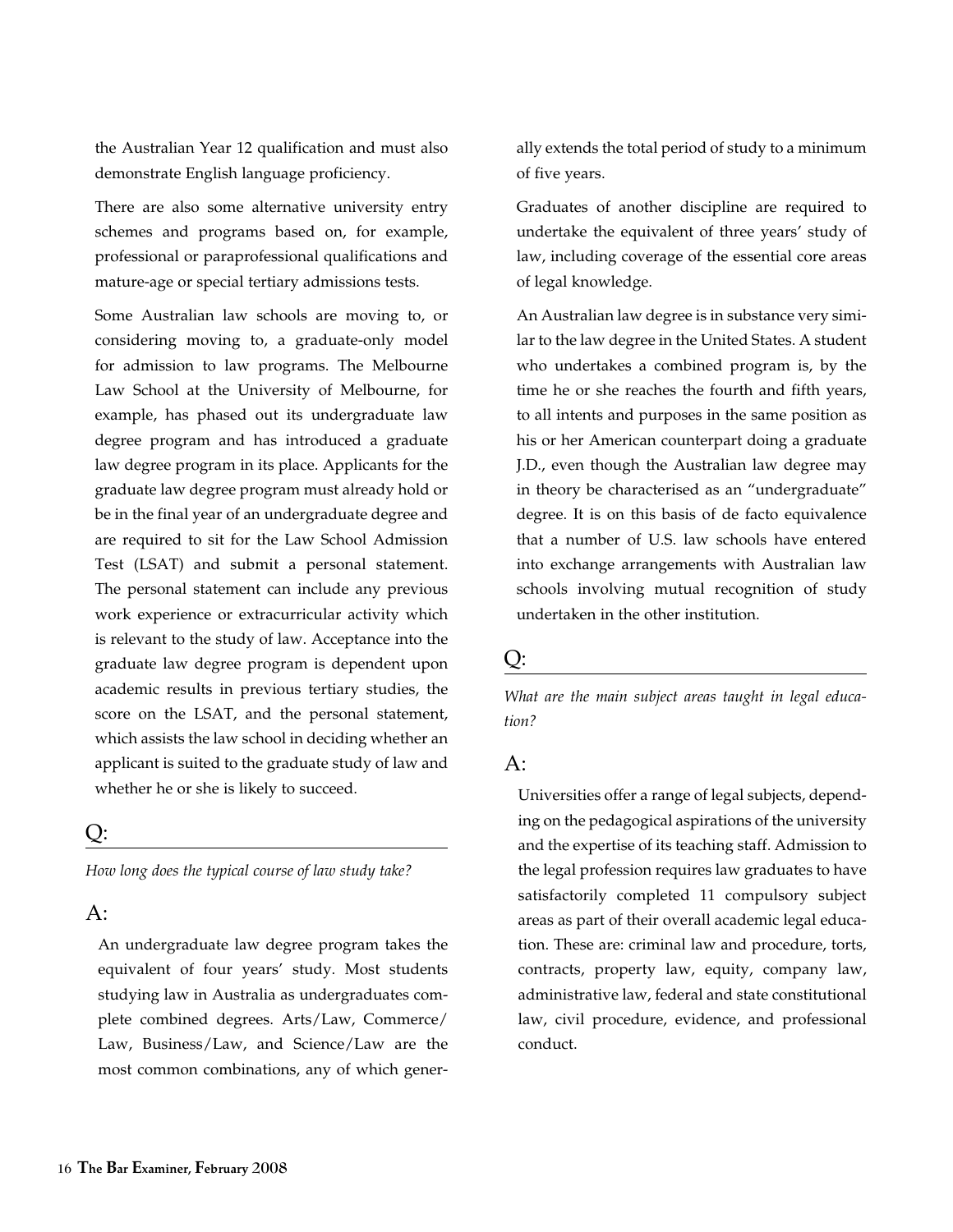the Australian Year 12 qualification and must also demonstrate English language proficiency.

There are also some alternative university entry schemes and programs based on, for example, professional or paraprofessional qualifications and mature-age or special tertiary admissions tests.

Some Australian law schools are moving to, or considering moving to, a graduate-only model for admission to law programs. The Melbourne Law School at the University of Melbourne, for example, has phased out its undergraduate law degree program and has introduced a graduate law degree program in its place. Applicants for the graduate law degree program must already hold or be in the final year of an undergraduate degree and are required to sit for the Law School Admission Test (LSAT) and submit a personal statement. The personal statement can include any previous work experience or extracurricular activity which is relevant to the study of law. Acceptance into the graduate law degree program is dependent upon academic results in previous tertiary studies, the score on the LSAT, and the personal statement, which assists the law school in deciding whether an applicant is suited to the graduate study of law and whether he or she is likely to succeed.

## Q:

*How long does the typical course of law study take?*

## A:

An undergraduate law degree program takes the equivalent of four years' study. Most students studying law in Australia as undergraduates complete combined degrees. Arts/Law, Commerce/Law, Business/Law, and Science/Law are the most common combinations, any of which generally extends the total period of study to a minimum of five years.

Graduates of another discipline are required to undertake the equivalent of three years' study of law, including coverage of the essential core areas of legal knowledge.

An Australian law degree is in substance very similar to the law degree in the United States. A student who undertakes a combined program is, by the time he or she reaches the fourth and fifth years, to all intents and purposes in the same position as his or her American counterpart doing a graduate J.D., even though the Australian law degree may in theory be characterised as an "undergraduate" degree. It is on this basis of de facto equivalence that a number of U.S. law schools have entered into exchange arrangements with Australian law schools involving mutual recognition of study undertaken in the other institution.

## Q:

*What are the main subject areas taught in legal education?*

## A:

Universities offer a range of legal subjects, depending on the pedagogical aspirations of the university and the expertise of its teaching staff. Admission to the legal profession requires law graduates to have satisfactorily completed 11 compulsory subject areas as part of their overall academic legal education. These are: criminal law and procedure, torts, contracts, property law, equity, company law, administrative law, federal and state constitutional law, civil procedure, evidence, and professional conduct.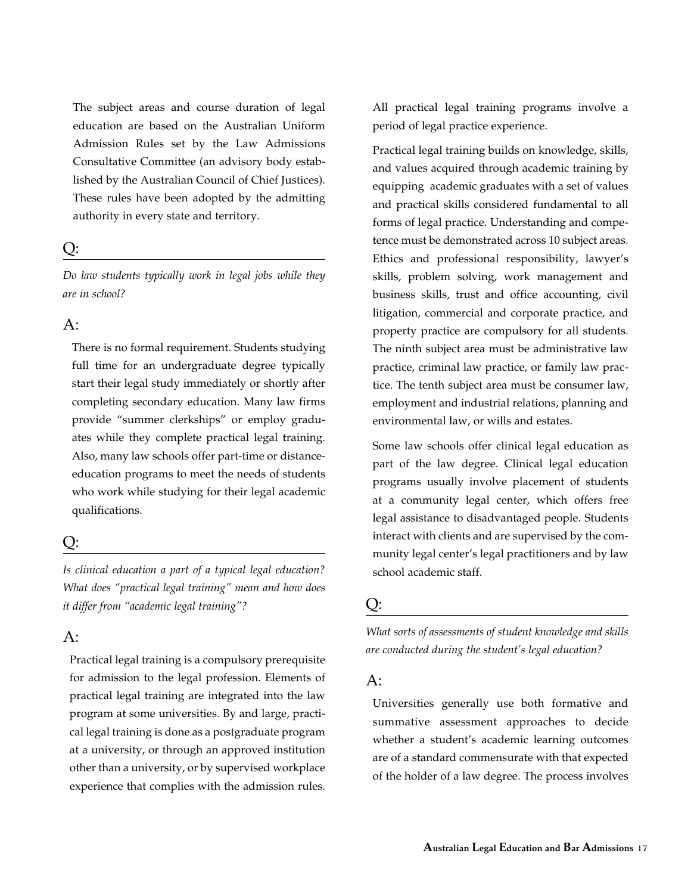The subject areas and course duration of legal education are based on the Australian Uniform Admission Rules set by the Law Admissions Consultative Committee (an advisory body established by the Australian Council of Chief Justices). These rules have been adopted by the admitting authority in every state and territory.

Q:

*Do law students typically work in legal jobs while they are in school?*

A:

There is no formal requirement. Students studying full time for an undergraduate degree typically start their legal study immediately or shortly after completing secondary education. Many law firms provide "summer clerkships" or employ graduates while they complete practical legal training. Also, many law schools offer part-time or distance-education programs to meet the needs of students who work while studying for their legal academic qualifications.

Q:

*Is clinical education a part of a typical legal education? What does "practical legal training" mean and how does it differ from "academic legal training"?*

A:

Practical legal training is a compulsory prerequisite for admission to the legal profession. Elements of practical legal training are integrated into the law program at some universities. By and large, practical legal training is done as a postgraduate program at a university, or through an approved institution other than a university, or by supervised workplace experience that complies with the admission rules. All practical legal training programs involve a period of legal practice experience.

Practical legal training builds on knowledge, skills, and values acquired through academic training by equipping academic graduates with a set of values and practical skills considered fundamental to all forms of legal practice. Understanding and competence must be demonstrated across 10 subject areas. Ethics and professional responsibility, lawyer's skills, problem solving, work management and business skills, trust and office accounting, civil litigation, commercial and corporate practice, and property practice are compulsory for all students. The ninth subject area must be administrative law practice, criminal law practice, or family law practice. The tenth subject area must be consumer law, employment and industrial relations, planning and environmental law, or wills and estates.

Some law schools offer clinical legal education as part of the law degree. Clinical legal education programs usually involve placement of students at a community legal center, which offers free legal assistance to disadvantaged people. Students interact with clients and are supervised by the community legal center's legal practitioners and by law school academic staff.

Q:

*What sorts of assessments of student knowledge and skills are conducted during the student's legal education?*

A:

Universities generally use both formative and summative assessment approaches to decide whether a student's academic learning outcomes are of a standard commensurate with that expected of the holder of a law degree. The process involves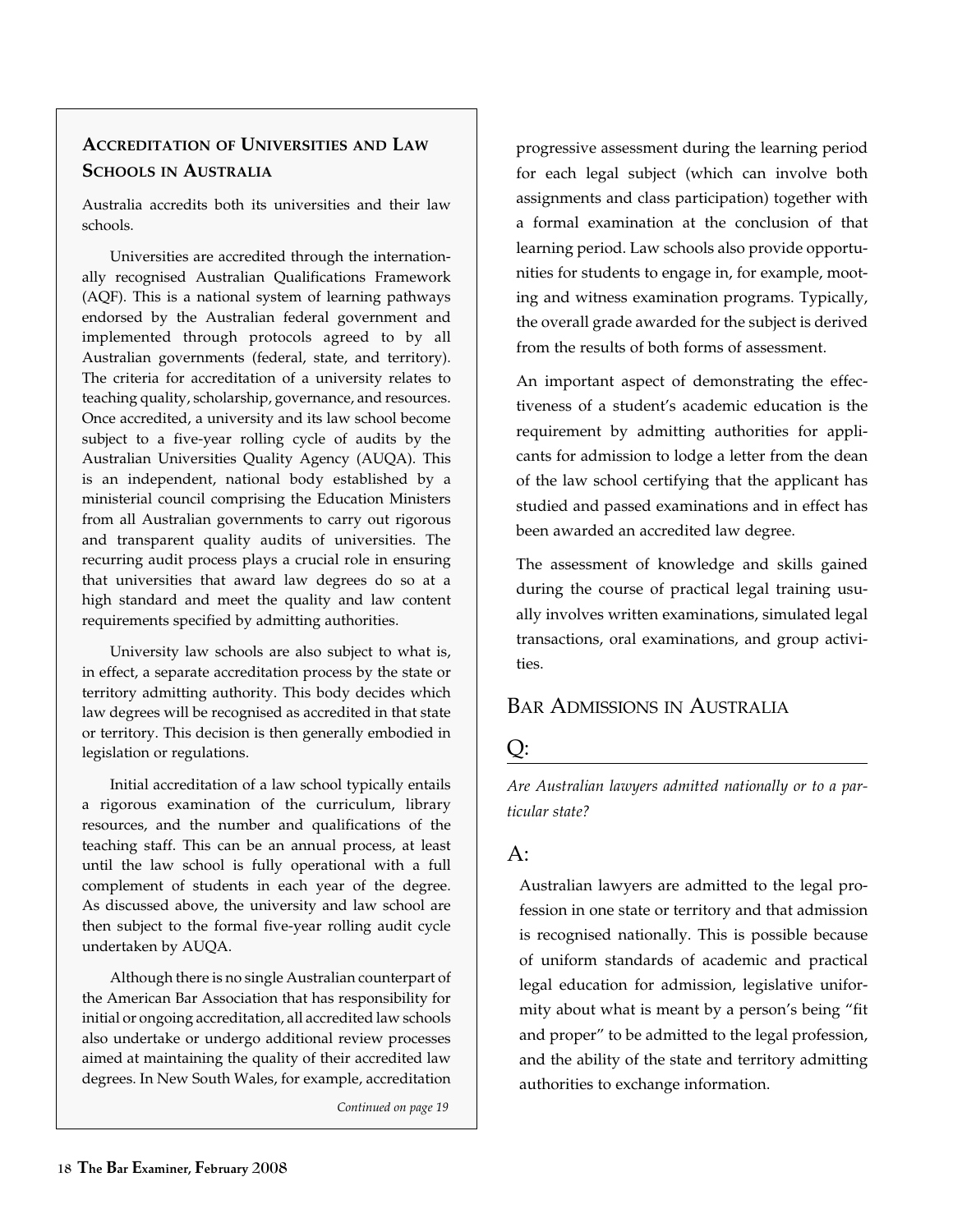### Accreditation of Universities and Law Schools in Australia

Australia accredits both its universities and their law schools.

Universities are accredited through the internationally recognised Australian Qualifications Framework (AQF). This is a national system of learning pathways endorsed by the Australian federal government and implemented through protocols agreed to by all Australian governments (federal, state, and territory). The criteria for accreditation of a university relates to teaching quality, scholarship, governance, and resources. Once accredited, a university and its law school become subject to a five-year rolling cycle of audits by the Australian Universities Quality Agency (AUQA). This is an independent, national body established by a ministerial council comprising the Education Ministers from all Australian governments to carry out rigorous and transparent quality audits of universities. The recurring audit process plays a crucial role in ensuring that universities that award law degrees do so at a high standard and meet the quality and law content requirements specified by admitting authorities.

University law schools are also subject to what is, in effect, a separate accreditation process by the state or territory admitting authority. This body decides which law degrees will be recognised as accredited in that state or territory. This decision is then generally embodied in legislation or regulations.

Initial accreditation of a law school typically entails a rigorous examination of the curriculum, library resources, and the number and qualifications of the teaching staff. This can be an annual process, at least until the law school is fully operational with a full complement of students in each year of the degree. As discussed above, the university and law school are then subject to the formal five-year rolling audit cycle undertaken by AUQA.

Although there is no single Australian counterpart of the American Bar Association that has responsibility for initial or ongoing accreditation, all accredited law schools also undertake or undergo additional review processes aimed at maintaining the quality of their accredited law degrees. In New South Wales, for example, accreditation

*Continued on page 19*

progressive assessment during the learning period for each legal subject (which can involve both assignments and class participation) together with a formal examination at the conclusion of that learning period. Law schools also provide opportunities for students to engage in, for example, mooting and witness examination programs. Typically, the overall grade awarded for the subject is derived from the results of both forms of assessment.

An important aspect of demonstrating the effectiveness of a student's academic education is the requirement by admitting authorities for applicants for admission to lodge a letter from the dean of the law school certifying that the applicant has studied and passed examinations and in effect has been awarded an accredited law degree.

The assessment of knowledge and skills gained during the course of practical legal training usually involves written examinations, simulated legal transactions, oral examinations, and group activities.

## Bar Admissions in Australia

### Q:

*Are Australian lawyers admitted nationally or to a particular state?*

### A:

Australian lawyers are admitted to the legal profession in one state or territory and that admission is recognised nationally. This is possible because of uniform standards of academic and practical legal education for admission, legislative uniformity about what is meant by a person's being "fit and proper" to be admitted to the legal profession, and the ability of the state and territory admitting authorities to exchange information.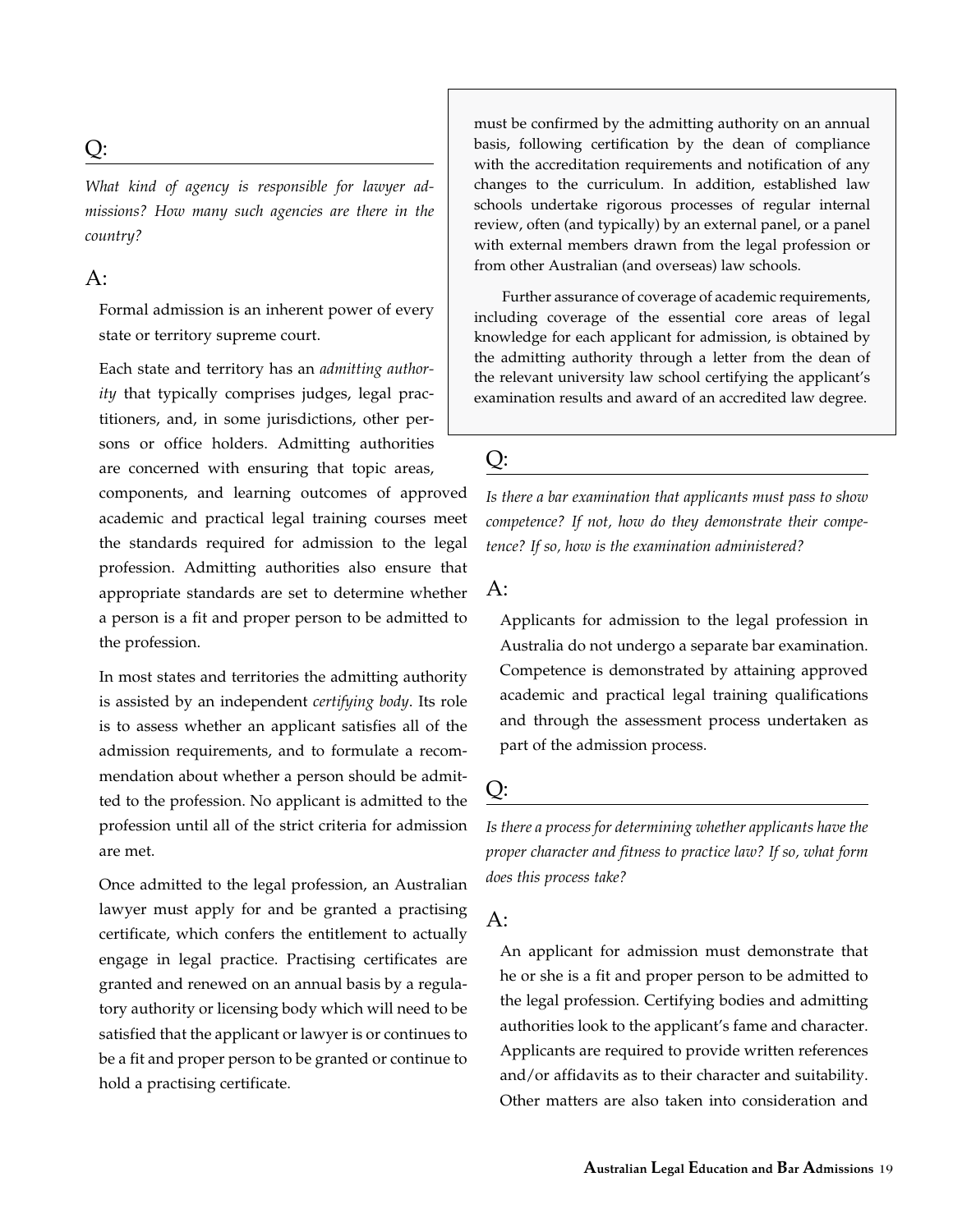## Q:

*What kind of agency is responsible for lawyer admissions? How many such agencies are there in the country?*

## A:

Formal admission is an inherent power of every state or territory supreme court.

Each state and territory has an *admitting authority* that typically comprises judges, legal practitioners, and, in some jurisdictions, other persons or office holders. Admitting authorities are concerned with ensuring that topic areas, components, and learning outcomes of approved academic and practical legal training courses meet the standards required for admission to the legal profession. Admitting authorities also ensure that appropriate standards are set to determine whether a person is a fit and proper person to be admitted to the profession.

In most states and territories the admitting authority is assisted by an independent *certifying body*. Its role is to assess whether an applicant satisfies all of the admission requirements, and to formulate a recommendation about whether a person should be admitted to the profession. No applicant is admitted to the profession until all of the strict criteria for admission are met.

Once admitted to the legal profession, an Australian lawyer must apply for and be granted a practising certificate, which confers the entitlement to actually engage in legal practice. Practising certificates are granted and renewed on an annual basis by a regulatory authority or licensing body which will need to be satisfied that the applicant or lawyer is or continues to be a fit and proper person to be granted or continue to hold a practising certificate.

must be confirmed by the admitting authority on an annual basis, following certification by the dean of compliance with the accreditation requirements and notification of any changes to the curriculum. In addition, established law schools undertake rigorous processes of regular internal review, often (and typically) by an external panel, or a panel with external members drawn from the legal profession or from other Australian (and overseas) law schools.

Further assurance of coverage of academic requirements, including coverage of the essential core areas of legal knowledge for each applicant for admission, is obtained by the admitting authority through a letter from the dean of the relevant university law school certifying the applicant's examination results and award of an accredited law degree.

## Q:

*Is there a bar examination that applicants must pass to show competence? If not, how do they demonstrate their competence? If so, how is the examination administered?*

## A:

Applicants for admission to the legal profession in Australia do not undergo a separate bar examination. Competence is demonstrated by attaining approved academic and practical legal training qualifications and through the assessment process undertaken as part of the admission process.

## Q:

*Is there a process for determining whether applicants have the proper character and fitness to practice law? If so, what form does this process take?*

## A:

An applicant for admission must demonstrate that he or she is a fit and proper person to be admitted to the legal profession. Certifying bodies and admitting authorities look to the applicant's fame and character. Applicants are required to provide written references and/or affidavits as to their character and suitability. Other matters are also taken into consideration and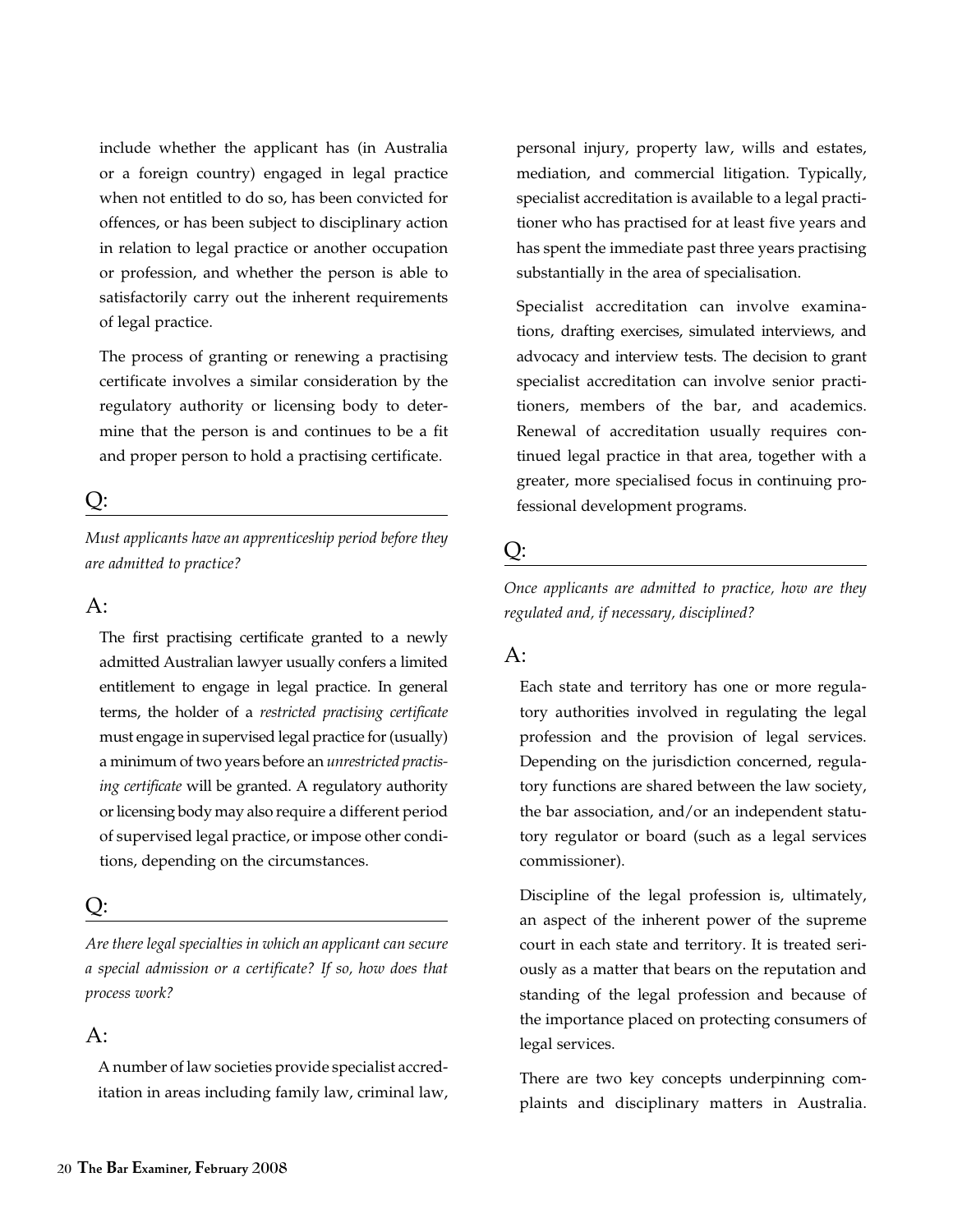include whether the applicant has (in Australia or a foreign country) engaged in legal practice when not entitled to do so, has been convicted for offences, or has been subject to disciplinary action in relation to legal practice or another occupation or profession, and whether the person is able to satisfactorily carry out the inherent requirements of legal practice.

The process of granting or renewing a practising certificate involves a similar consideration by the regulatory authority or licensing body to determine that the person is and continues to be a fit and proper person to hold a practising certificate.

## Q:

*Must applicants have an apprenticeship period before they are admitted to practice?*

## A:

The first practising certificate granted to a newly admitted Australian lawyer usually confers a limited entitlement to engage in legal practice. In general terms, the holder of a *restricted practising certificate* must engage in supervised legal practice for (usually) a minimum of two years before an *unrestricted practising certificate* will be granted. A regulatory authority or licensing body may also require a different period of supervised legal practice, or impose other conditions, depending on the circumstances.

## Q:

*Are there legal specialties in which an applicant can secure a special admission or a certificate? If so, how does that process work?*

## A:

A number of law societies provide specialist accreditation in areas including family law, criminal law, personal injury, property law, wills and estates, mediation, and commercial litigation. Typically, specialist accreditation is available to a legal practitioner who has practised for at least five years and has spent the immediate past three years practising substantially in the area of specialisation.

Specialist accreditation can involve examinations, drafting exercises, simulated interviews, and advocacy and interview tests. The decision to grant specialist accreditation can involve senior practitioners, members of the bar, and academics. Renewal of accreditation usually requires continued legal practice in that area, together with a greater, more specialised focus in continuing professional development programs.

## Q:

*Once applicants are admitted to practice, how are they regulated and, if necessary, disciplined?*

## A:

Each state and territory has one or more regulatory authorities involved in regulating the legal profession and the provision of legal services. Depending on the jurisdiction concerned, regulatory functions are shared between the law society, the bar association, and/or an independent statutory regulator or board (such as a legal services commissioner).

Discipline of the legal profession is, ultimately, an aspect of the inherent power of the supreme court in each state and territory. It is treated seriously as a matter that bears on the reputation and standing of the legal profession and because of the importance placed on protecting consumers of legal services.

There are two key concepts underpinning complaints and disciplinary matters in Australia.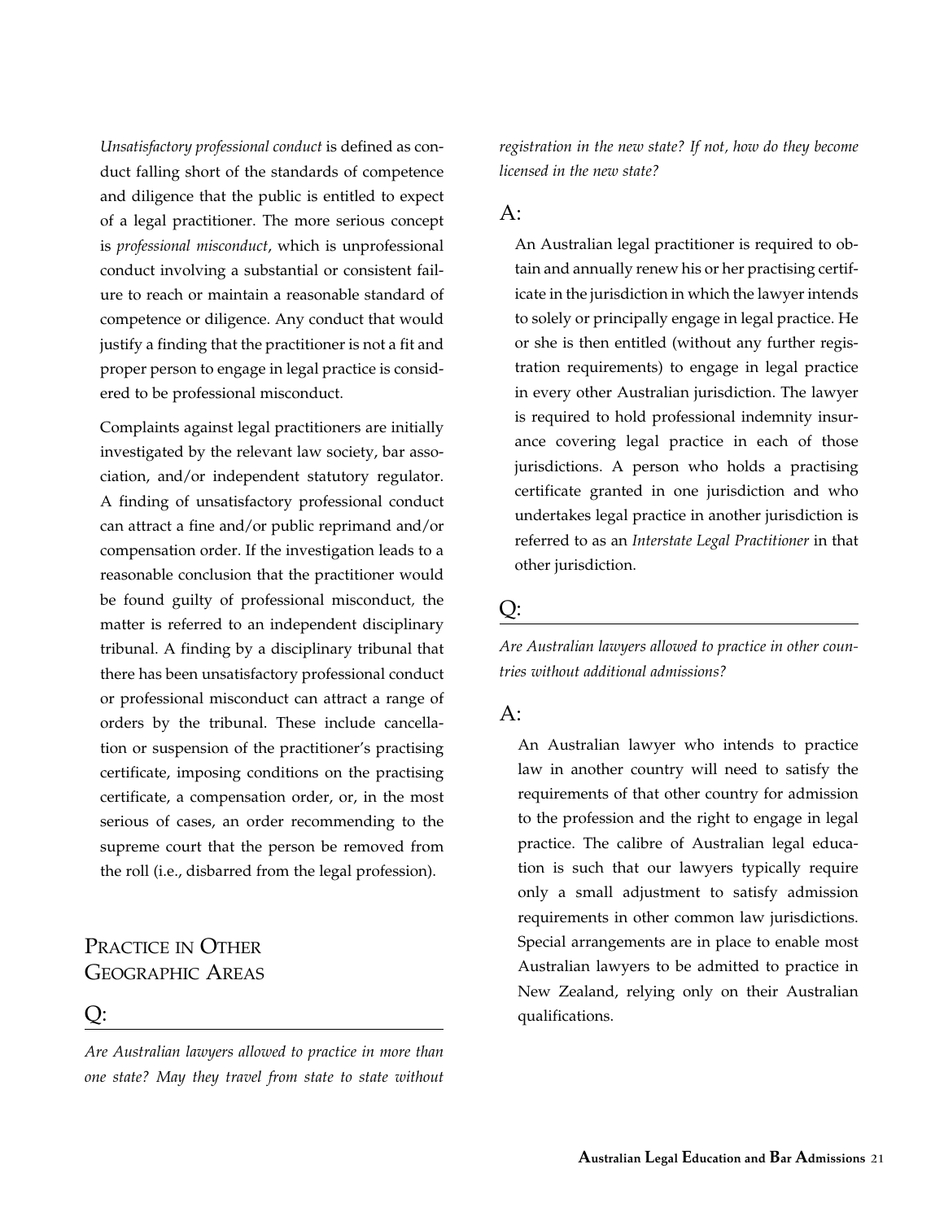*Unsatisfactory professional conduct* is defined as conduct falling short of the standards of competence and diligence that the public is entitled to expect of a legal practitioner. The more serious concept is *professional misconduct*, which is unprofessional conduct involving a substantial or consistent failure to reach or maintain a reasonable standard of competence or diligence. Any conduct that would justify a finding that the practitioner is not a fit and proper person to engage in legal practice is considered to be professional misconduct.

Complaints against legal practitioners are initially investigated by the relevant law society, bar association, and/or independent statutory regulator. A finding of unsatisfactory professional conduct can attract a fine and/or public reprimand and/or compensation order. If the investigation leads to a reasonable conclusion that the practitioner would be found guilty of professional misconduct, the matter is referred to an independent disciplinary tribunal. A finding by a disciplinary tribunal that there has been unsatisfactory professional conduct or professional misconduct can attract a range of orders by the tribunal. These include cancellation or suspension of the practitioner's practising certificate, imposing conditions on the practising certificate, a compensation order, or, in the most serious of cases, an order recommending to the supreme court that the person be removed from the roll (i.e., disbarred from the legal profession).

## Practice in Other Geographic Areas

Q:

*Are Australian lawyers allowed to practice in more than one state? May they travel from state to state without registration in the new state? If not, how do they become licensed in the new state?*

A:

An Australian legal practitioner is required to obtain and annually renew his or her practising certificate in the jurisdiction in which the lawyer intends to solely or principally engage in legal practice. He or she is then entitled (without any further registration requirements) to engage in legal practice in every other Australian jurisdiction. The lawyer is required to hold professional indemnity insurance covering legal practice in each of those jurisdictions. A person who holds a practising certificate granted in one jurisdiction and who undertakes legal practice in another jurisdiction is referred to as an *Interstate Legal Practitioner* in that other jurisdiction.

Q:

*Are Australian lawyers allowed to practice in other countries without additional admissions?*

A:

An Australian lawyer who intends to practice law in another country will need to satisfy the requirements of that other country for admission to the profession and the right to engage in legal practice. The calibre of Australian legal education is such that our lawyers typically require only a small adjustment to satisfy admission requirements in other common law jurisdictions. Special arrangements are in place to enable most Australian lawyers to be admitted to practice in New Zealand, relying only on their Australian qualifications.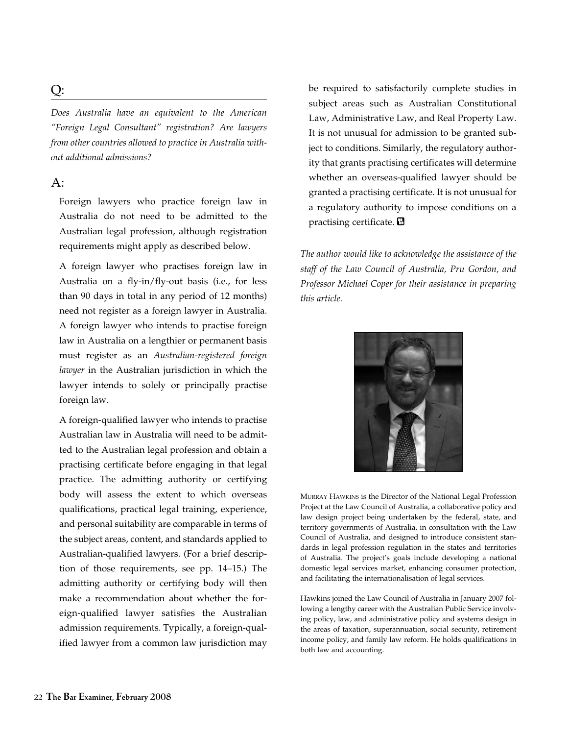## Q:

*Does Australia have an equivalent to the American "Foreign Legal Consultant" registration? Are lawyers from other countries allowed to practice in Australia without additional admissions?*

## A:

Foreign lawyers who practice foreign law in Australia do not need to be admitted to the Australian legal profession, although registration requirements might apply as described below.

A foreign lawyer who practises foreign law in Australia on a fly-in/fly-out basis (i.e., for less than 90 days in total in any period of 12 months) need not register as a foreign lawyer in Australia. A foreign lawyer who intends to practise foreign law in Australia on a lengthier or permanent basis must register as an *Australian-registered foreign lawyer* in the Australian jurisdiction in which the lawyer intends to solely or principally practise foreign law.

A foreign-qualified lawyer who intends to practise Australian law in Australia will need to be admitted to the Australian legal profession and obtain a practising certificate before engaging in that legal practice. The admitting authority or certifying body will assess the extent to which overseas qualifications, practical legal training, experience, and personal suitability are comparable in terms of the subject areas, content, and standards applied to Australian-qualified lawyers. (For a brief description of those requirements, see pp. 14–15.) The admitting authority or certifying body will then make a recommendation about whether the foreign-qualified lawyer satisfies the Australian admission requirements. Typically, a foreign-qualified lawyer from a common law jurisdiction may be required to satisfactorily complete studies in subject areas such as Australian Constitutional Law, Administrative Law, and Real Property Law. It is not unusual for admission to be granted subject to conditions. Similarly, the regulatory authority that grants practising certificates will determine whether an overseas-qualified lawyer should be granted a practising certificate. It is not unusual for a regulatory authority to impose conditions on a practising certificate.

*The author would like to acknowledge the assistance of the staff of the Law Council of Australia, Pru Gordon, and Professor Michael Coper for their assistance in preparing this article.*

Murray Hawkins is the Director of the National Legal Profession Project at the Law Council of Australia, a collaborative policy and law design project being undertaken by the federal, state, and territory governments of Australia, in consultation with the Law Council of Australia, and designed to introduce consistent standards in legal profession regulation in the states and territories of Australia. The project's goals include developing a national domestic legal services market, enhancing consumer protection, and facilitating the internationalisation of legal services.

Hawkins joined the Law Council of Australia in January 2007 following a lengthy career with the Australian Public Service involving policy, law, and administrative policy and systems design in the areas of taxation, superannuation, social security, retirement income policy, and family law reform. He holds qualifications in both law and accounting.